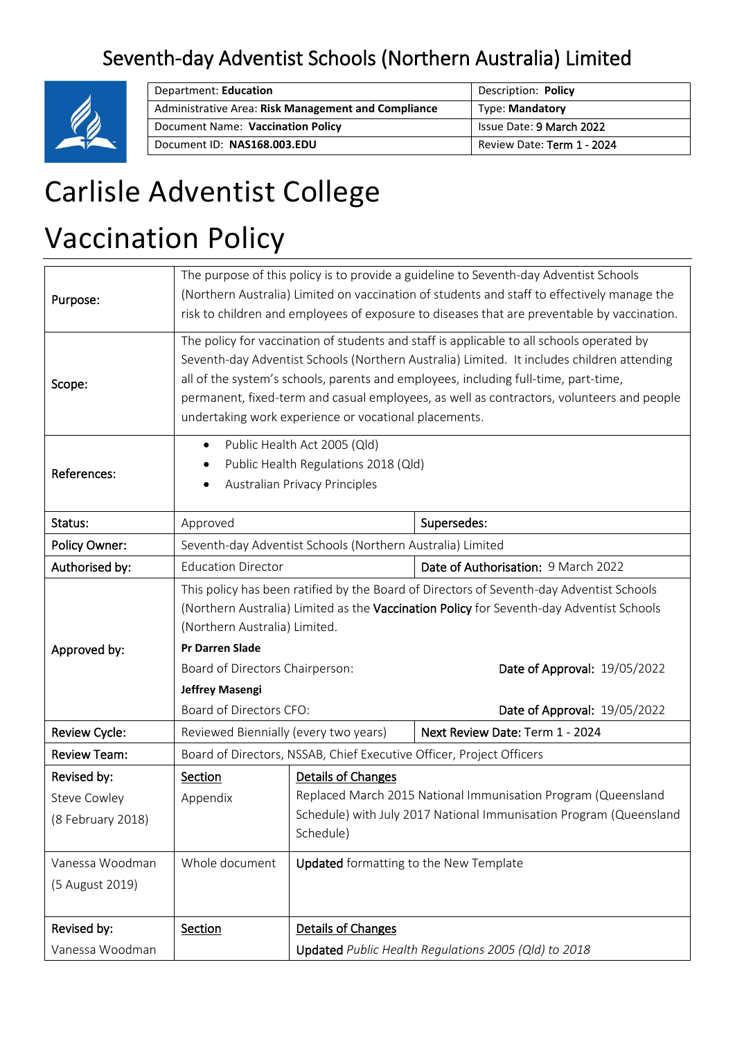# Seventh-day Adventist Schools (Northern Australia) Limited

| Department: **Education** | Description: **Policy** |
|---|---|
| Administrative Area: **Risk Management and Compliance** | Type: **Mandatory** |
| Document Name: **Vaccination Policy** | Issue Date: 9 March 2022 |
| Document ID: **NAS168.003.EDU** | Review Date: Term 1 - 2024 |

# Carlisle Adventist College

# Vaccination Policy

| | | | |
|---|---|---|---|
| Purpose: | The purpose of this policy is to provide a guideline to Seventh-day Adventist Schools (Northern Australia) Limited on vaccination of students and staff to effectively manage the risk to children and employees of exposure to diseases that are preventable by vaccination. | | |
| Scope: | The policy for vaccination of students and staff is applicable to all schools operated by Seventh-day Adventist Schools (Northern Australia) Limited. It includes children attending all of the system's schools, parents and employees, including full-time, part-time, permanent, fixed-term and casual employees, as well as contractors, volunteers and people undertaking work experience or vocational placements. | | |
| References: | • Public Health Act 2005 (Qld)<br>• Public Health Regulations 2018 (Qld)<br>• Australian Privacy Principles | | |
| Status: | Approved | | Supersedes: |
| Policy Owner: | Seventh-day Adventist Schools (Northern Australia) Limited | | |
| Authorised by: | Education Director | | Date of Authorisation: 9 March 2022 |
| Approved by: | This policy has been ratified by the Board of Directors of Seventh-day Adventist Schools (Northern Australia) Limited as the **Vaccination Policy** for Seventh-day Adventist Schools (Northern Australia) Limited.<br>**Pr Darren Slade**<br>Board of Directors Chairperson: Date of Approval: 19/05/2022<br>**Jeffrey Masengi**<br>Board of Directors CFO: Date of Approval: 19/05/2022 | | |
| Review Cycle: | Reviewed Biennially (every two years) | | Next Review Date: Term 1 - 2024 |
| Review Team: | Board of Directors, NSSAB, Chief Executive Officer, Project Officers | | |
| Revised by:<br>Steve Cowley<br>(8 February 2018) | Section<br>Appendix | Details of Changes<br>Replaced March 2015 National Immunisation Program (Queensland Schedule) with July 2017 National Immunisation Program (Queensland Schedule) | |
| Vanessa Woodman<br>(5 August 2019) | Whole document | Updated formatting to the New Template | |
| Revised by:<br>Vanessa Woodman | Section | Details of Changes<br>Updated *Public Health Regulations 2005 (Qld) to 2018* | |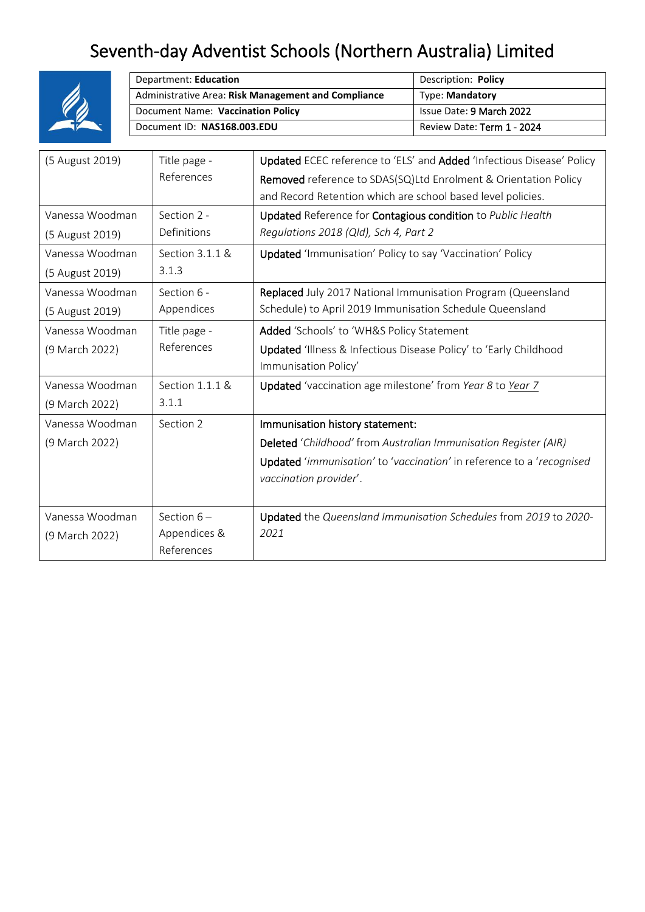# Seventh-day Adventist Schools (Northern Australia) Limited

| Department: **Education** | Description: **Policy** |
|---|---|
| Administrative Area: **Risk Management and Compliance** | Type: **Mandatory** |
| Document Name: **Vaccination Policy** | Issue Date: **9 March 2022** |
| Document ID: **NAS168.003.EDU** | Review Date: **Term 1 - 2024** |

| | | |
|---|---|---|
| (5 August 2019) | Title page - References | **Updated** ECEC reference to 'ELS' and **Added** 'Infectious Disease' Policy<br>**Removed** reference to SDAS(SQ)Ltd Enrolment & Orientation Policy and Record Retention which are school based level policies. |
| Vanessa Woodman (5 August 2019) | Section 2 - Definitions | **Updated** Reference for **Contagious condition** to *Public Health Regulations 2018 (Qld), Sch 4, Part 2* |
| Vanessa Woodman (5 August 2019) | Section 3.1.1 & 3.1.3 | **Updated** 'Immunisation' Policy to say 'Vaccination' Policy |
| Vanessa Woodman (5 August 2019) | Section 6 - Appendices | **Replaced** July 2017 National Immunisation Program (Queensland Schedule) to April 2019 Immunisation Schedule Queensland |
| Vanessa Woodman (9 March 2022) | Title page - References | **Added** 'Schools' to 'WH&S Policy Statement<br>**Updated** 'Illness & Infectious Disease Policy' to 'Early Childhood Immunisation Policy' |
| Vanessa Woodman (9 March 2022) | Section 1.1.1 & 3.1.1 | **Updated** 'vaccination age milestone' from *Year 8* to *Year 7* |
| Vanessa Woodman (9 March 2022) | Section 2 | **Immunisation history statement:**<br>**Deleted** '*Childhood'* from *Australian Immunisation Register (AIR)*<br>**Updated** '*immunisation'* to '*vaccination'* in reference to a '*recognised vaccination provider*'. |
| Vanessa Woodman (9 March 2022) | Section 6 – Appendices & References | **Updated** the *Queensland Immunisation Schedules* from *2019* to *2020-2021* |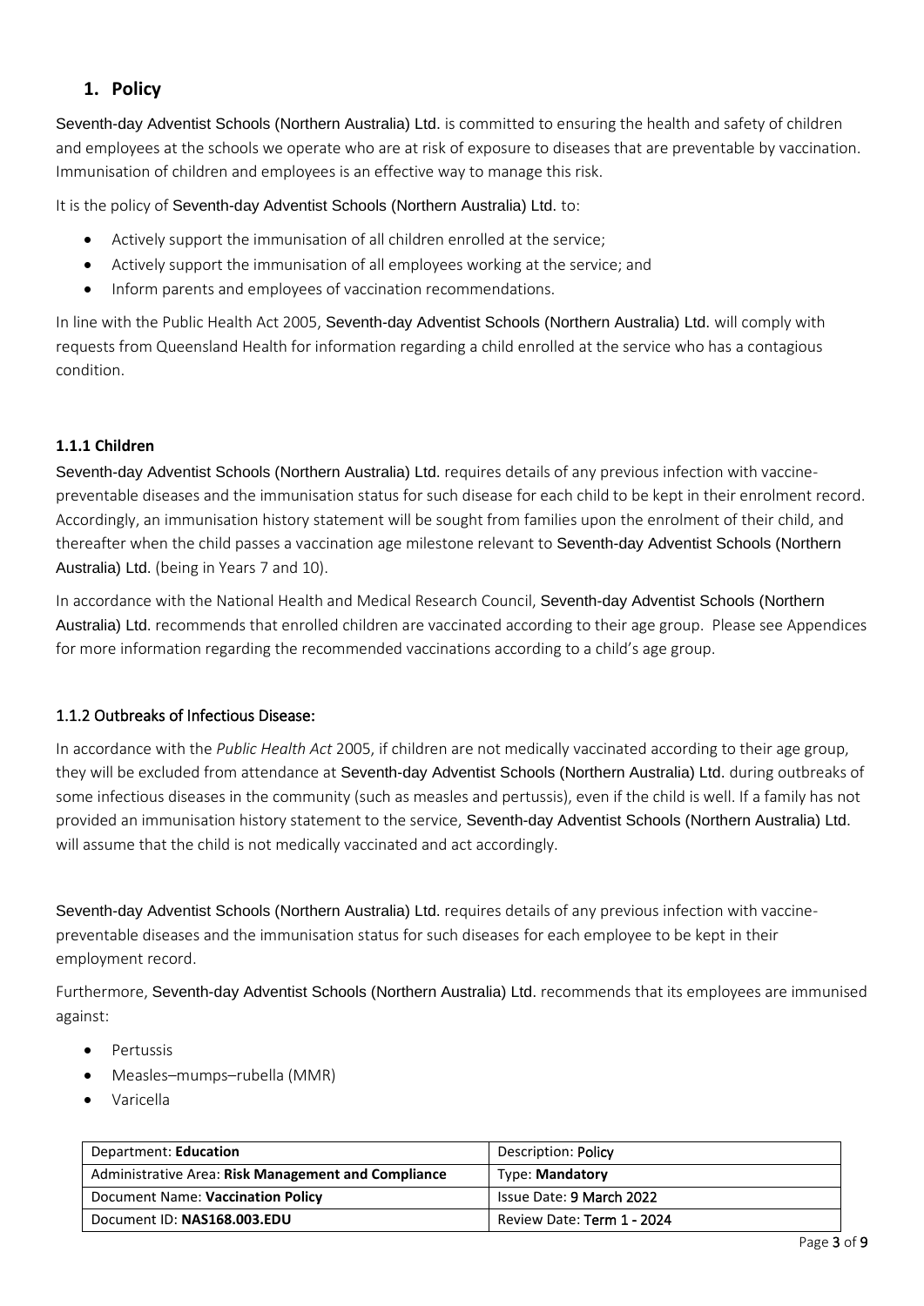## 1. Policy

Seventh-day Adventist Schools (Northern Australia) Ltd. is committed to ensuring the health and safety of children and employees at the schools we operate who are at risk of exposure to diseases that are preventable by vaccination. Immunisation of children and employees is an effective way to manage this risk.

It is the policy of Seventh-day Adventist Schools (Northern Australia) Ltd. to:

- Actively support the immunisation of all children enrolled at the service;
- Actively support the immunisation of all employees working at the service; and
- Inform parents and employees of vaccination recommendations.

In line with the Public Health Act 2005, Seventh-day Adventist Schools (Northern Australia) Ltd. will comply with requests from Queensland Health for information regarding a child enrolled at the service who has a contagious condition.

#### 1.1.1 Children

Seventh-day Adventist Schools (Northern Australia) Ltd. requires details of any previous infection with vaccine-preventable diseases and the immunisation status for such disease for each child to be kept in their enrolment record. Accordingly, an immunisation history statement will be sought from families upon the enrolment of their child, and thereafter when the child passes a vaccination age milestone relevant to Seventh-day Adventist Schools (Northern Australia) Ltd. (being in Years 7 and 10).

In accordance with the National Health and Medical Research Council, Seventh-day Adventist Schools (Northern Australia) Ltd. recommends that enrolled children are vaccinated according to their age group. Please see Appendices for more information regarding the recommended vaccinations according to a child's age group.

#### 1.1.2 Outbreaks of Infectious Disease:

In accordance with the *Public Health Act* 2005, if children are not medically vaccinated according to their age group, they will be excluded from attendance at Seventh-day Adventist Schools (Northern Australia) Ltd. during outbreaks of some infectious diseases in the community (such as measles and pertussis), even if the child is well. If a family has not provided an immunisation history statement to the service, Seventh-day Adventist Schools (Northern Australia) Ltd. will assume that the child is not medically vaccinated and act accordingly.

Seventh-day Adventist Schools (Northern Australia) Ltd. requires details of any previous infection with vaccine-preventable diseases and the immunisation status for such diseases for each employee to be kept in their employment record.

Furthermore, Seventh-day Adventist Schools (Northern Australia) Ltd. recommends that its employees are immunised against:

- Pertussis
- Measles–mumps–rubella (MMR)
- Varicella

| Department: **Education** | Description: Policy |
|---|---|
| Administrative Area: **Risk Management and Compliance** | Type: **Mandatory** |
| Document Name: **Vaccination Policy** | Issue Date: 9 March 2022 |
| Document ID: **NAS168.003.EDU** | Review Date: Term 1 - 2024 |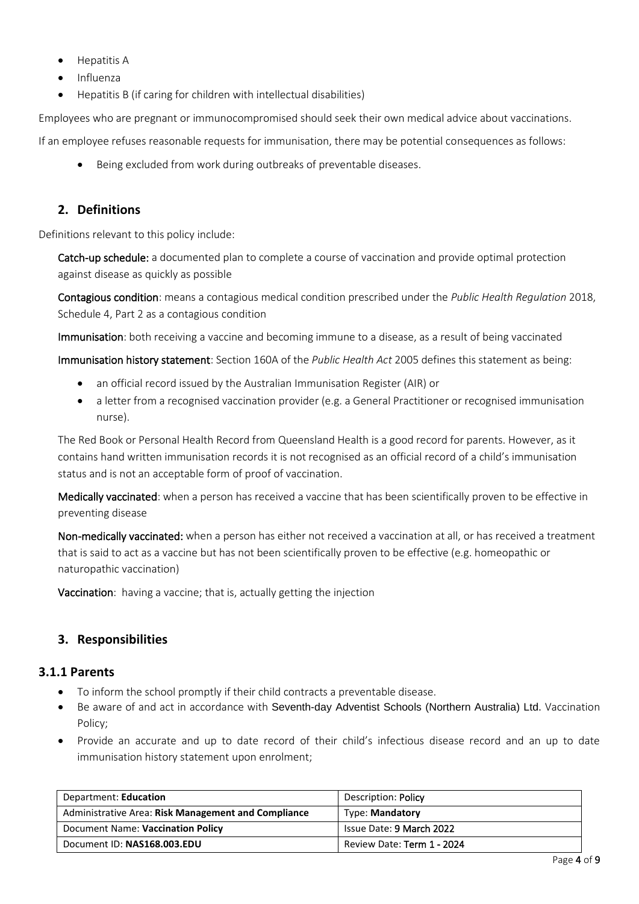- Hepatitis A
- Influenza
- Hepatitis B (if caring for children with intellectual disabilities)

Employees who are pregnant or immunocompromised should seek their own medical advice about vaccinations.

If an employee refuses reasonable requests for immunisation, there may be potential consequences as follows:

- Being excluded from work during outbreaks of preventable diseases.

## 2. Definitions

Definitions relevant to this policy include:

**Catch-up schedule:** a documented plan to complete a course of vaccination and provide optimal protection against disease as quickly as possible

**Contagious condition**: means a contagious medical condition prescribed under the *Public Health Regulation* 2018, Schedule 4, Part 2 as a contagious condition

**Immunisation**: both receiving a vaccine and becoming immune to a disease, as a result of being vaccinated

**Immunisation history statement**: Section 160A of the *Public Health Act* 2005 defines this statement as being:

- an official record issued by the Australian Immunisation Register (AIR) or
- a letter from a recognised vaccination provider (e.g. a General Practitioner or recognised immunisation nurse).

The Red Book or Personal Health Record from Queensland Health is a good record for parents. However, as it contains hand written immunisation records it is not recognised as an official record of a child's immunisation status and is not an acceptable form of proof of vaccination.

**Medically vaccinated**: when a person has received a vaccine that has been scientifically proven to be effective in preventing disease

**Non-medically vaccinated:** when a person has either not received a vaccination at all, or has received a treatment that is said to act as a vaccine but has not been scientifically proven to be effective (e.g. homeopathic or naturopathic vaccination)

**Vaccination**: having a vaccine; that is, actually getting the injection

## 3. Responsibilities

### 3.1.1 Parents

- To inform the school promptly if their child contracts a preventable disease.
- Be aware of and act in accordance with Seventh-day Adventist Schools (Northern Australia) Ltd. Vaccination Policy;
- Provide an accurate and up to date record of their child's infectious disease record and an up to date immunisation history statement upon enrolment;

| Department: **Education** | Description: **Policy** |
|---|---|
| Administrative Area: **Risk Management and Compliance** | Type: **Mandatory** |
| Document Name: **Vaccination Policy** | Issue Date: 9 March 2022 |
| Document ID: **NAS168.003.EDU** | Review Date: Term 1 - 2024 |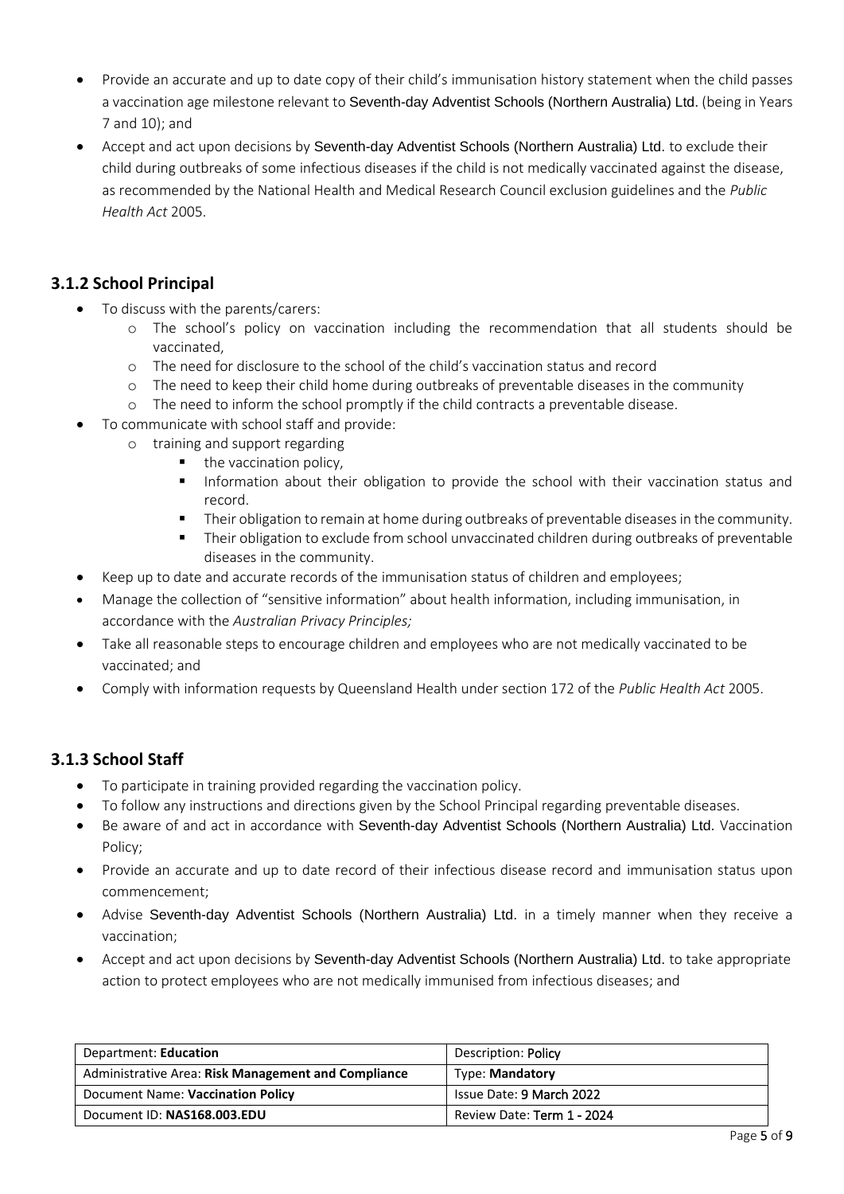- Provide an accurate and up to date copy of their child's immunisation history statement when the child passes a vaccination age milestone relevant to Seventh-day Adventist Schools (Northern Australia) Ltd. (being in Years 7 and 10); and
- Accept and act upon decisions by Seventh-day Adventist Schools (Northern Australia) Ltd. to exclude their child during outbreaks of some infectious diseases if the child is not medically vaccinated against the disease, as recommended by the National Health and Medical Research Council exclusion guidelines and the *Public Health Act* 2005.

### 3.1.2 School Principal

- To discuss with the parents/carers:
  - The school's policy on vaccination including the recommendation that all students should be vaccinated,
  - The need for disclosure to the school of the child's vaccination status and record
  - The need to keep their child home during outbreaks of preventable diseases in the community
  - The need to inform the school promptly if the child contracts a preventable disease.
- To communicate with school staff and provide:
  - training and support regarding
    - the vaccination policy,
    - Information about their obligation to provide the school with their vaccination status and record.
    - Their obligation to remain at home during outbreaks of preventable diseases in the community.
    - Their obligation to exclude from school unvaccinated children during outbreaks of preventable diseases in the community.
- Keep up to date and accurate records of the immunisation status of children and employees;
- Manage the collection of "sensitive information" about health information, including immunisation, in accordance with the *Australian Privacy Principles;*
- Take all reasonable steps to encourage children and employees who are not medically vaccinated to be vaccinated; and
- Comply with information requests by Queensland Health under section 172 of the *Public Health Act* 2005.

### 3.1.3 School Staff

- To participate in training provided regarding the vaccination policy.
- To follow any instructions and directions given by the School Principal regarding preventable diseases.
- Be aware of and act in accordance with Seventh-day Adventist Schools (Northern Australia) Ltd. Vaccination Policy;
- Provide an accurate and up to date record of their infectious disease record and immunisation status upon commencement;
- Advise Seventh-day Adventist Schools (Northern Australia) Ltd. in a timely manner when they receive a vaccination;
- Accept and act upon decisions by Seventh-day Adventist Schools (Northern Australia) Ltd. to take appropriate action to protect employees who are not medically immunised from infectious diseases; and

| Department: **Education** | Description: **Policy** |
| --- | --- |
| Administrative Area: **Risk Management and Compliance** | Type: **Mandatory** |
| Document Name: **Vaccination Policy** | Issue Date: 9 March 2022 |
| Document ID: **NAS168.003.EDU** | Review Date: Term 1 - 2024 |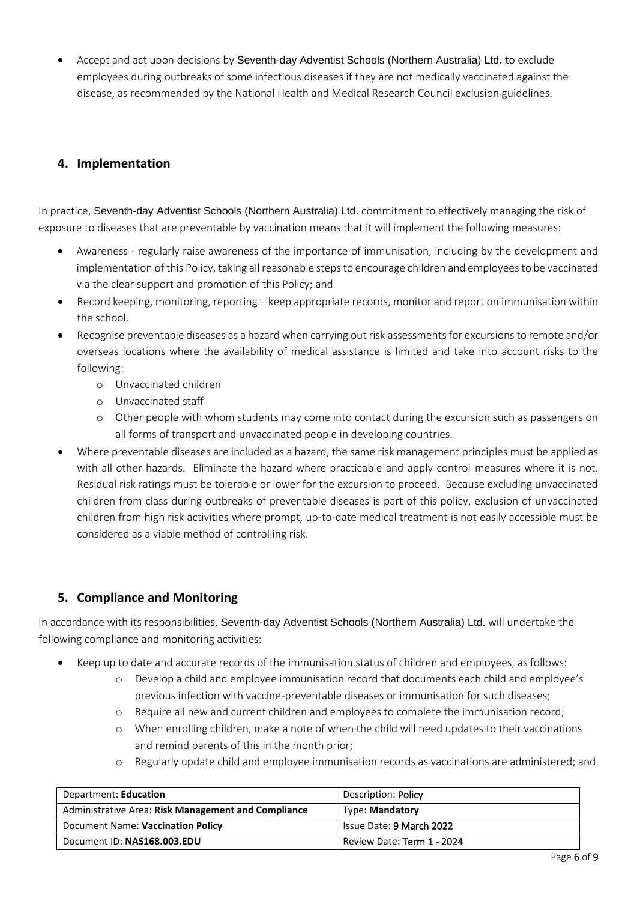- Accept and act upon decisions by Seventh-day Adventist Schools (Northern Australia) Ltd. to exclude employees during outbreaks of some infectious diseases if they are not medically vaccinated against the disease, as recommended by the National Health and Medical Research Council exclusion guidelines.

## 4. Implementation

In practice, Seventh-day Adventist Schools (Northern Australia) Ltd. commitment to effectively managing the risk of exposure to diseases that are preventable by vaccination means that it will implement the following measures:

- Awareness - regularly raise awareness of the importance of immunisation, including by the development and implementation of this Policy, taking all reasonable steps to encourage children and employees to be vaccinated via the clear support and promotion of this Policy; and
- Record keeping, monitoring, reporting – keep appropriate records, monitor and report on immunisation within the school.
- Recognise preventable diseases as a hazard when carrying out risk assessments for excursions to remote and/or overseas locations where the availability of medical assistance is limited and take into account risks to the following:
  - Unvaccinated children
  - Unvaccinated staff
  - Other people with whom students may come into contact during the excursion such as passengers on all forms of transport and unvaccinated people in developing countries.
- Where preventable diseases are included as a hazard, the same risk management principles must be applied as with all other hazards. Eliminate the hazard where practicable and apply control measures where it is not. Residual risk ratings must be tolerable or lower for the excursion to proceed. Because excluding unvaccinated children from class during outbreaks of preventable diseases is part of this policy, exclusion of unvaccinated children from high risk activities where prompt, up-to-date medical treatment is not easily accessible must be considered as a viable method of controlling risk.

## 5. Compliance and Monitoring

In accordance with its responsibilities, Seventh-day Adventist Schools (Northern Australia) Ltd. will undertake the following compliance and monitoring activities:

- Keep up to date and accurate records of the immunisation status of children and employees, as follows:
  - Develop a child and employee immunisation record that documents each child and employee's previous infection with vaccine-preventable diseases or immunisation for such diseases;
  - Require all new and current children and employees to complete the immunisation record;
  - When enrolling children, make a note of when the child will need updates to their vaccinations and remind parents of this in the month prior;
  - Regularly update child and employee immunisation records as vaccinations are administered; and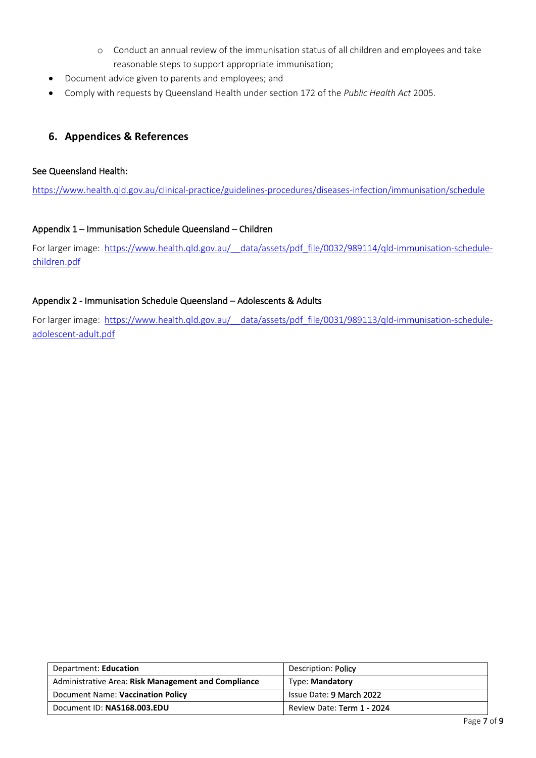- Conduct an annual review of the immunisation status of all children and employees and take reasonable steps to support appropriate immunisation;
- Document advice given to parents and employees; and
- Comply with requests by Queensland Health under section 172 of the *Public Health Act* 2005.

## 6. Appendices & References

See Queensland Health:

https://www.health.qld.gov.au/clinical-practice/guidelines-procedures/diseases-infection/immunisation/schedule

Appendix 1 – Immunisation Schedule Queensland – Children

For larger image: https://www.health.qld.gov.au/__data/assets/pdf_file/0032/989114/qld-immunisation-schedule-children.pdf

Appendix 2 - Immunisation Schedule Queensland – Adolescents & Adults

For larger image: https://www.health.qld.gov.au/__data/assets/pdf_file/0031/989113/qld-immunisation-schedule-adolescent-adult.pdf

| Department: **Education** | Description: Policy |
| --- | --- |
| Administrative Area: **Risk Management and Compliance** | Type: **Mandatory** |
| Document Name: **Vaccination Policy** | Issue Date: 9 March 2022 |
| Document ID: **NAS168.003.EDU** | Review Date: Term 1 - 2024 |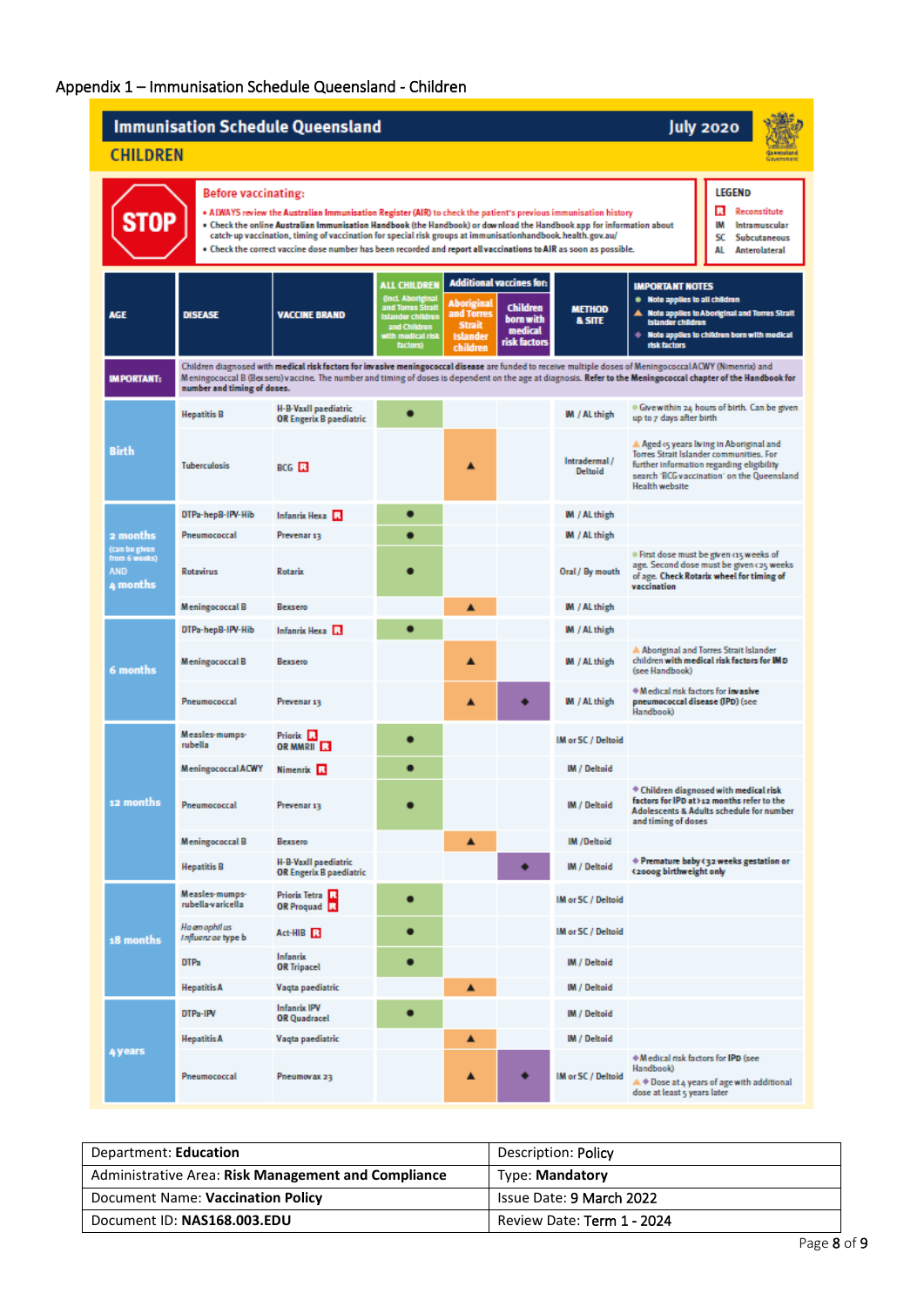Appendix 1 – Immunisation Schedule Queensland - Children

# Immunisation Schedule Queensland

July 2020

## CHILDREN

**STOP**

**Before vaccinating:**

- ALWAYS review the Australian Immunisation Register (AIR) to check the patient's previous immunisation history
- Check the online **Australian Immunisation Handbook** (the Handbook) or download the Handbook app for information about catch-up vaccination, timing of vaccination for special risk groups at immunisationhandbook.health.gov.au/
- Check the correct vaccine dose number has been recorded and **report all vaccinations to AIR** as soon as possible.

**LEGEND**

- R Reconstitute
- IM Intramuscular
- SC Subcutaneous
- AL Anterolateral

| AGE | DISEASE | VACCINE BRAND | ALL CHILDREN (incl. Aboriginal and Torres Strait Islander children and Children with medical risk factors) | Additional vaccines for: Aboriginal and Torres Strait Islander children | Additional vaccines for: Children born with medical risk factors | METHOD & SITE | IMPORTANT NOTES ● Note applies to all children ▲ Note applies to Aboriginal and Torres Strait Islander children ◆ Note applies to children born with medical risk factors |
|---|---|---|---|---|---|---|---|
| IMPORTANT: | Children diagnosed with **medical risk factors for invasive meningococcal disease** are funded to receive multiple doses of Meningococcal ACWY (Nimenrix) and Meningococcal B (Bexsero) vaccine. The number and timing of doses is dependent on the age at diagnosis. **Refer to the Meningococcal chapter of the Handbook for number and timing of doses.** | | | | | | |
| Birth | Hepatitis B | H-B-Vaxll paediatric OR Engerix B paediatric | ● | | | IM / AL thigh | ● Give within 24 hours of birth. Can be given up to 7 days after birth |
| | Tuberculosis | BCG R | | ▲ | | Intradermal / Deltoid | ▲ Aged <5 years living in Aboriginal and Torres Strait Islander communities. For further information regarding eligibility search 'BCG vaccination' on the Queensland Health website |
| 2 months (can be given from 6 weeks) AND 4 months | DTPa-hepB-IPV-Hib | Infanrix Hexa R | ● | | | IM / AL thigh | |
| | Pneumococcal | Prevenar 13 | ● | | | IM / AL thigh | |
| | Rotavirus | Rotarix | ● | | | Oral / By mouth | ● First dose must be given <15 weeks of age. Second dose must be given <25 weeks of age. **Check Rotarix wheel for timing of vaccination** |
| | Meningococcal B | Bexsero | | ▲ | | IM / AL thigh | |
| 6 months | DTPa-hepB-IPV-Hib | Infanrix Hexa R | ● | | | IM / AL thigh | |
| | Meningococcal B | Bexsero | | ▲ | | IM / AL thigh | ▲ Aboriginal and Torres Strait Islander children **with medical risk factors for IMD** (see Handbook) |
| | Pneumococcal | Prevenar 13 | | ▲ | ◆ | IM / AL thigh | ◆ Medical risk factors for **invasive pneumococcal disease (IPD)** (see Handbook) |
| 12 months | Measles-mumps-rubella | Priorix R OR MMRII R | ● | | | IM or SC / Deltoid | |
| | Meningococcal ACWY | Nimenrix R | ● | | | IM / Deltoid | |
| | Pneumococcal | Prevenar 13 | ● | | | IM / Deltoid | ◆ Children diagnosed with medical risk factors for IPD at >12 months refer to the Adolescents & Adults schedule for number and timing of doses |
| | Meningococcal B | Bexsero | | ▲ | | IM /Deltoid | |
| | Hepatitis B | H-B-Vaxll paediatric OR Engerix B paediatric | | | ◆ | IM / Deltoid | ◆ **Premature baby <32 weeks gestation or <2000g birthweight only** |
| 18 months | Measles-mumps-rubella-varicella | Priorix Tetra R OR Proquad R | ● | | | IM or SC / Deltoid | |
| | *Haemophilus influenzae* type b | Act-HIB R | ● | | | IM or SC / Deltoid | |
| | DTPa | Infanrix OR Tripacel | ● | | | IM / Deltoid | |
| | Hepatitis A | Vaqta paediatric | | ▲ | | IM / Deltoid | |
| 4 years | DTPa-IPV | Infanrix IPV OR Quadracel | ● | | | IM / Deltoid | |
| | Hepatitis A | Vaqta paediatric | | ▲ | | IM / Deltoid | |
| | Pneumococcal | Pneumovax 23 | | ▲ | ◆ | IM or SC / Deltoid | ◆ Medical risk factors for **IPD** (see Handbook) ▲◆ Dose at 4 years of age with additional dose at least 5 years later |

| Department: **Education** | Description: Policy |
|---|---|
| Administrative Area: **Risk Management and Compliance** | Type: **Mandatory** |
| Document Name: **Vaccination Policy** | Issue Date: 9 March 2022 |
| Document ID: **NAS168.003.EDU** | Review Date: Term 1 - 2024 |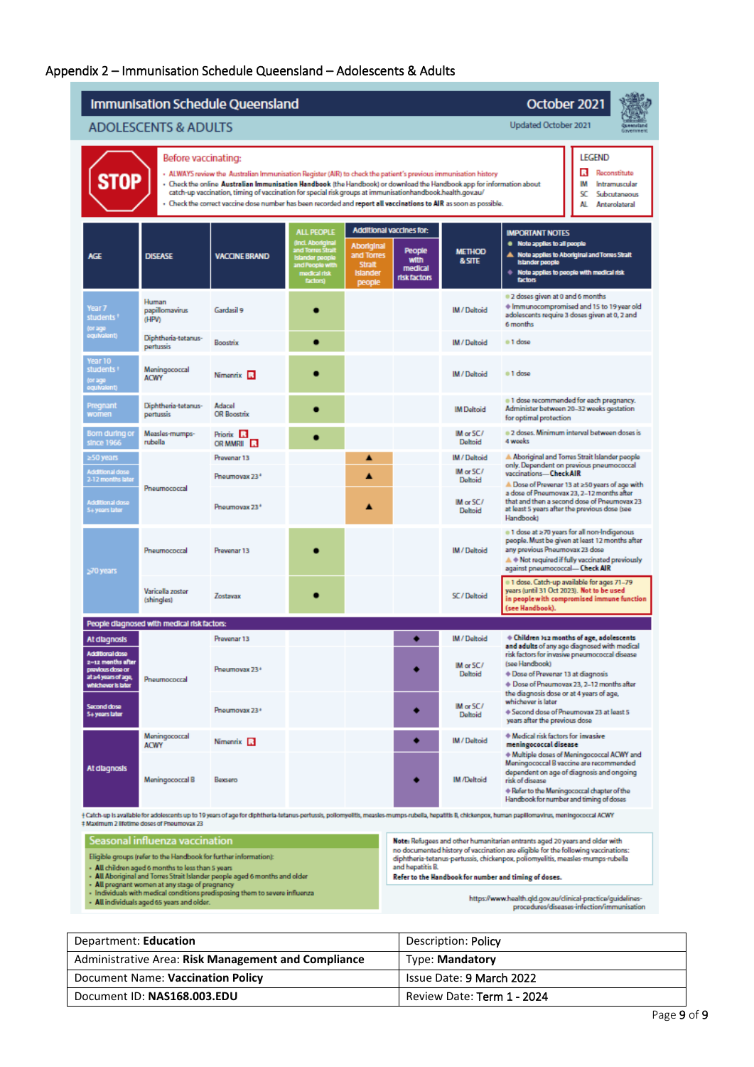## Appendix 2 – Immunisation Schedule Queensland – Adolescents & Adults

# Immunisation Schedule Queensland — October 2021

## ADOLESCENTS & ADULTS

Updated October 2021

**STOP**

**Before vaccinating:**

- ALWAYS review the Australian Immunisation Register (AIR) to check the patient's previous immunisation history
- Check the online **Australian Immunisation Handbook** (the Handbook) or download the Handbook app for information about catch-up vaccination, timing of vaccination for special risk groups at immunisationhandbook.health.gov.au/
- Check the correct vaccine dose number has been recorded and **report all vaccinations to AIR** as soon as possible.

**LEGEND**

- R Reconstitute
- IM Intramuscular
- SC Subcutaneous
- AL Anterolateral

**IMPORTANT NOTES**

- ● Note applies to all people
- ▲ Note applies to Aboriginal and Torres Strait Islander people
- ◆ Note applies to people with medical risk factors

| AGE | DISEASE | VACCINE BRAND | ALL PEOPLE (incl. Aboriginal and Torres Strait Islander people and People with medical risk factors) | Additional vaccines for: Aboriginal and Torres Strait Islander people | Additional vaccines for: People with medical risk factors | METHOD & SITE | IMPORTANT NOTES |
|---|---|---|---|---|---|---|---|
| Year 7 students † (or age equivalent) | Human papillomavirus (HPV) | Gardasil 9 | ● | | | IM / Deltoid | ● 2 doses given at 0 and 6 months ◆ Immunocompromised and 15 to 19 year old adolescents require 3 doses given at 0, 2 and 6 months |
| | Diphtheria-tetanus-pertussis | Boostrix | ● | | | IM / Deltoid | ● 1 dose |
| Year 10 students † (or age equivalent) | Meningococcal ACWY | Nimenrix R | ● | | | IM / Deltoid | ● 1 dose |
| Pregnant women | Diphtheria-tetanus-pertussis | Adacel OR Boostrix | ● | | | IM Deltoid | ● 1 dose recommended for each pregnancy. Administer between 20–32 weeks gestation for optimal protection |
| Born during or since 1966 | Measles-mumps-rubella | Priorix R OR MMRII R | ● | | | IM or SC / Deltoid | ● 2 doses. Minimum interval between doses is 4 weeks |
| ≥50 years | Pneumococcal | Prevenar 13 | | ▲ | | IM / Deltoid | ▲ Aboriginal and Torres Strait Islander people only. Dependent on previous pneumococcal vaccinations—**Check AIR** ▲ Dose of Prevenar 13 at ≥50 years of age with a dose of Pneumovax 23, 2–12 months after that and then a second dose of Pneumovax 23 at least 5 years after the previous dose (see Handbook) |
| Additional dose 2-12 months later | | Pneumovax 23 ‡ | | ▲ | | IM or SC / Deltoid | |
| Additional dose 5+ years later | | Pneumovax 23 ‡ | | ▲ | | IM or SC / Deltoid | |
| ≥70 years | Pneumococcal | Prevenar 13 | ● | | | IM / Deltoid | ● 1 dose at ≥70 years for all non-Indigenous people. Must be given at least 12 months after any previous Pneumovax 23 dose ▲ ◆ Not required if fully vaccinated previously against pneumococcal—**Check AIR** |
| | Varicella zoster (shingles) | Zostavax | ● | | | SC / Deltoid | ● 1 dose. Catch-up available for ages 71–79 years (until 31 Oct 2023). **Not to be used in people with compromised immune function (see Handbook).** |
| **People diagnosed with medical risk factors:** | | | | | | | |
| At diagnosis | Pneumococcal | Prevenar 13 | | | ◆ | IM / Deltoid | ◆ **Children ≥12 months of age, adolescents and adults** of any age diagnosed with medical risk factors for invasive pneumococcal disease (see Handbook) ◆ Dose of Prevenar 13 at diagnosis ◆ Dose of Pneumovax 23, 2–12 months after the diagnosis dose or at 4 years of age, whichever is later ◆ Second dose of Pneumovax 23 at least 5 years after the previous dose |
| Additional dose 2–12 months after previous dose or at ≥4 years of age, whichever is later | | Pneumovax 23 ‡ | | | ◆ | IM or SC / Deltoid | |
| Second dose 5+ years later | | Pneumovax 23 ‡ | | | ◆ | IM or SC / Deltoid | |
| At diagnosis | Meningococcal ACWY | Nimenrix R | | | ◆ | IM / Deltoid | ◆ Medical risk factors for invasive **meningococcal disease** ◆ Multiple doses of Meningococcal ACWY and Meningococcal B vaccine are recommended dependent on age of diagnosis and ongoing risk of disease ◆ Refer to the Meningococcal chapter of the Handbook for number and timing of doses |
| | Meningococcal B | Bexsero | | | ◆ | IM /Deltoid | |

† Catch-up is available for adolescents up to 19 years of age for diphtheria-tetanus-pertussis, poliomyelitis, measles-mumps-rubella, hepatitis B, chickenpox, human papillomavirus, meningococcal ACWY
‡ Maximum 2 lifetime doses of Pneumovax 23

### Seasonal influenza vaccination

Eligible groups (refer to the Handbook for further information):

- All children aged 6 months to less than 5 years
- All Aboriginal and Torres Strait Islander people aged 6 months and older
- All pregnant women at any stage of pregnancy
- Individuals with medical conditions predisposing them to severe influenza
- All individuals aged 65 years and older.

**Note:** Refugees and other humanitarian entrants aged 20 years and older with no documented history of vaccination are eligible for the following vaccinations: diphtheria-tetanus-pertussis, chickenpox, poliomyelitis, measles-mumps-rubella and hepatitis B.
**Refer to the Handbook for number and timing of doses.**

https://www.health.qld.gov.au/clinical-practice/guidelines-procedures/diseases-infection/immunisation

| | |
|---|---|
| Department: **Education** | Description: Policy |
| Administrative Area: **Risk Management and Compliance** | Type: **Mandatory** |
| Document Name: **Vaccination Policy** | Issue Date: 9 March 2022 |
| Document ID: **NAS168.003.EDU** | Review Date: Term 1 - 2024 |